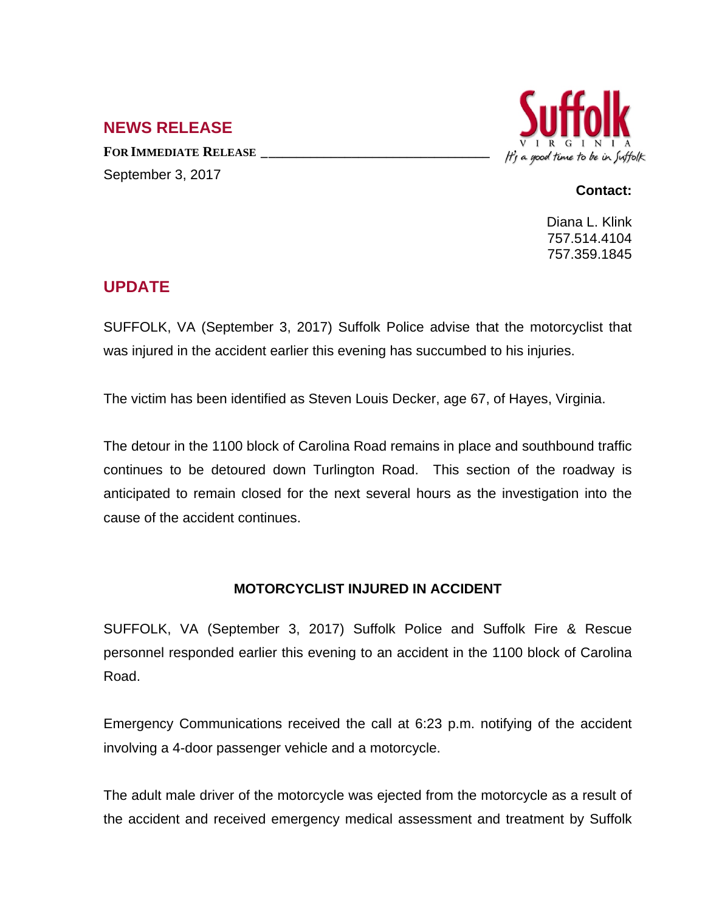## NEWS RELEASE

**FOR IMMEDIATE RELEASE**

September 3, 2017

Suffolk
VIRGINIA
It's a good time to be in Suffolk

**Contact:**

Diana L. Klink
757.514.4104
757.359.1845

## UPDATE

SUFFOLK, VA (September 3, 2017) Suffolk Police advise that the motorcyclist that was injured in the accident earlier this evening has succumbed to his injuries.

The victim has been identified as Steven Louis Decker, age 67, of Hayes, Virginia.

The detour in the 1100 block of Carolina Road remains in place and southbound traffic continues to be detoured down Turlington Road. This section of the roadway is anticipated to remain closed for the next several hours as the investigation into the cause of the accident continues.

### MOTORCYCLIST INJURED IN ACCIDENT

SUFFOLK, VA (September 3, 2017) Suffolk Police and Suffolk Fire & Rescue personnel responded earlier this evening to an accident in the 1100 block of Carolina Road.

Emergency Communications received the call at 6:23 p.m. notifying of the accident involving a 4-door passenger vehicle and a motorcycle.

The adult male driver of the motorcycle was ejected from the motorcycle as a result of the accident and received emergency medical assessment and treatment by Suffolk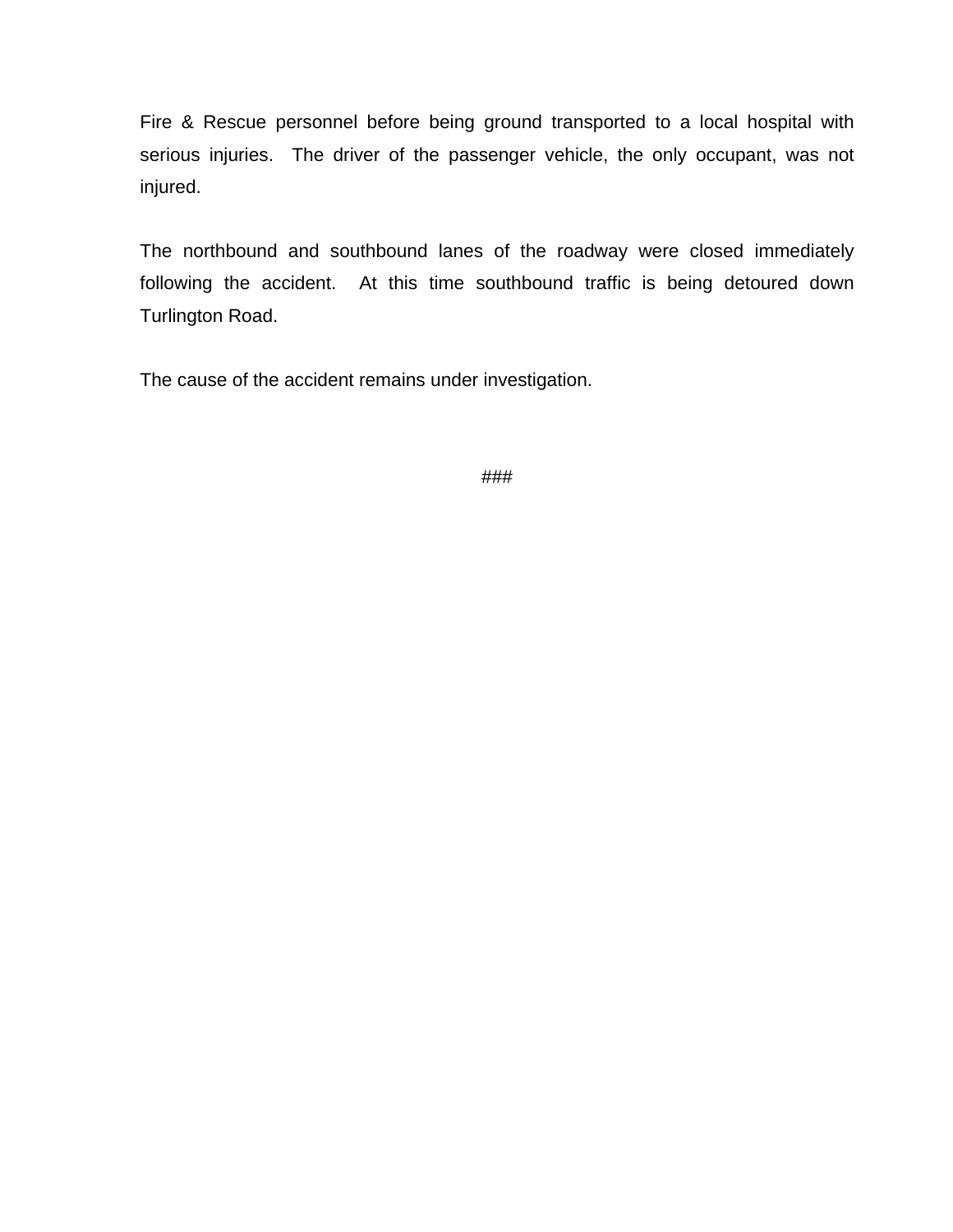Fire & Rescue personnel before being ground transported to a local hospital with serious injuries. The driver of the passenger vehicle, the only occupant, was not injured.

The northbound and southbound lanes of the roadway were closed immediately following the accident. At this time southbound traffic is being detoured down Turlington Road.

The cause of the accident remains under investigation.

###